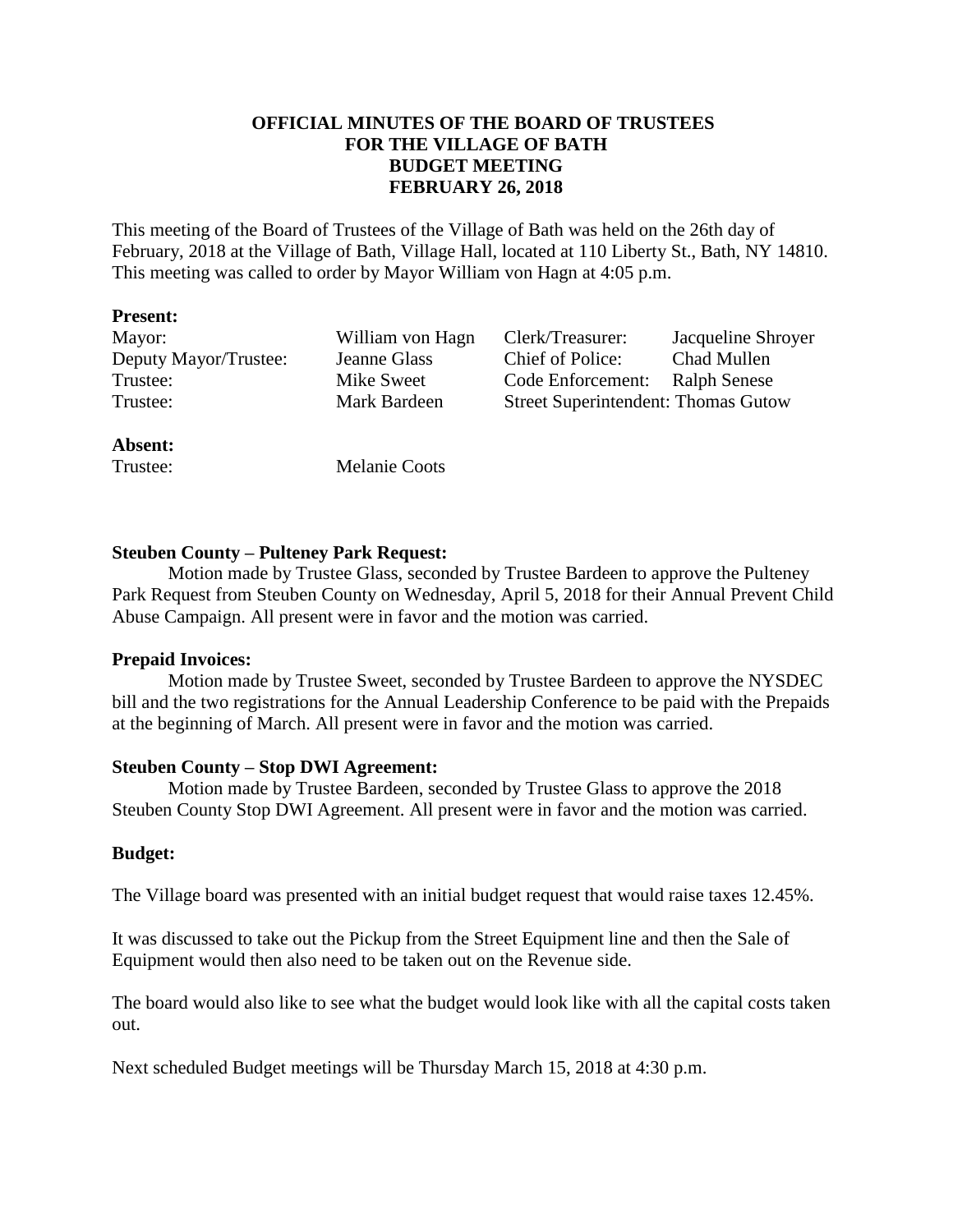**OFFICIAL MINUTES OF THE BOARD OF TRUSTEES**
**FOR THE VILLAGE OF BATH**
**BUDGET MEETING**
**FEBRUARY 26, 2018**

This meeting of the Board of Trustees of the Village of Bath was held on the 26th day of February, 2018 at the Village of Bath, Village Hall, located at 110 Liberty St., Bath, NY 14810. This meeting was called to order by Mayor William von Hagn at 4:05 p.m.

**Present:**

| | | | |
|---|---|---|---|
| Mayor: | William von Hagn | Clerk/Treasurer: | Jacqueline Shroyer |
| Deputy Mayor/Trustee: | Jeanne Glass | Chief of Police: | Chad Mullen |
| Trustee: | Mike Sweet | Code Enforcement: | Ralph Senese |
| Trustee: | Mark Bardeen | Street Superintendent: | Thomas Gutow |

**Absent:**

Trustee: Melanie Coots

**Steuben County – Pulteney Park Request:**

Motion made by Trustee Glass, seconded by Trustee Bardeen to approve the Pulteney Park Request from Steuben County on Wednesday, April 5, 2018 for their Annual Prevent Child Abuse Campaign. All present were in favor and the motion was carried.

**Prepaid Invoices:**

Motion made by Trustee Sweet, seconded by Trustee Bardeen to approve the NYSDEC bill and the two registrations for the Annual Leadership Conference to be paid with the Prepaids at the beginning of March. All present were in favor and the motion was carried.

**Steuben County – Stop DWI Agreement:**

Motion made by Trustee Bardeen, seconded by Trustee Glass to approve the 2018 Steuben County Stop DWI Agreement. All present were in favor and the motion was carried.

**Budget:**

The Village board was presented with an initial budget request that would raise taxes 12.45%.

It was discussed to take out the Pickup from the Street Equipment line and then the Sale of Equipment would then also need to be taken out on the Revenue side.

The board would also like to see what the budget would look like with all the capital costs taken out.

Next scheduled Budget meetings will be Thursday March 15, 2018 at 4:30 p.m.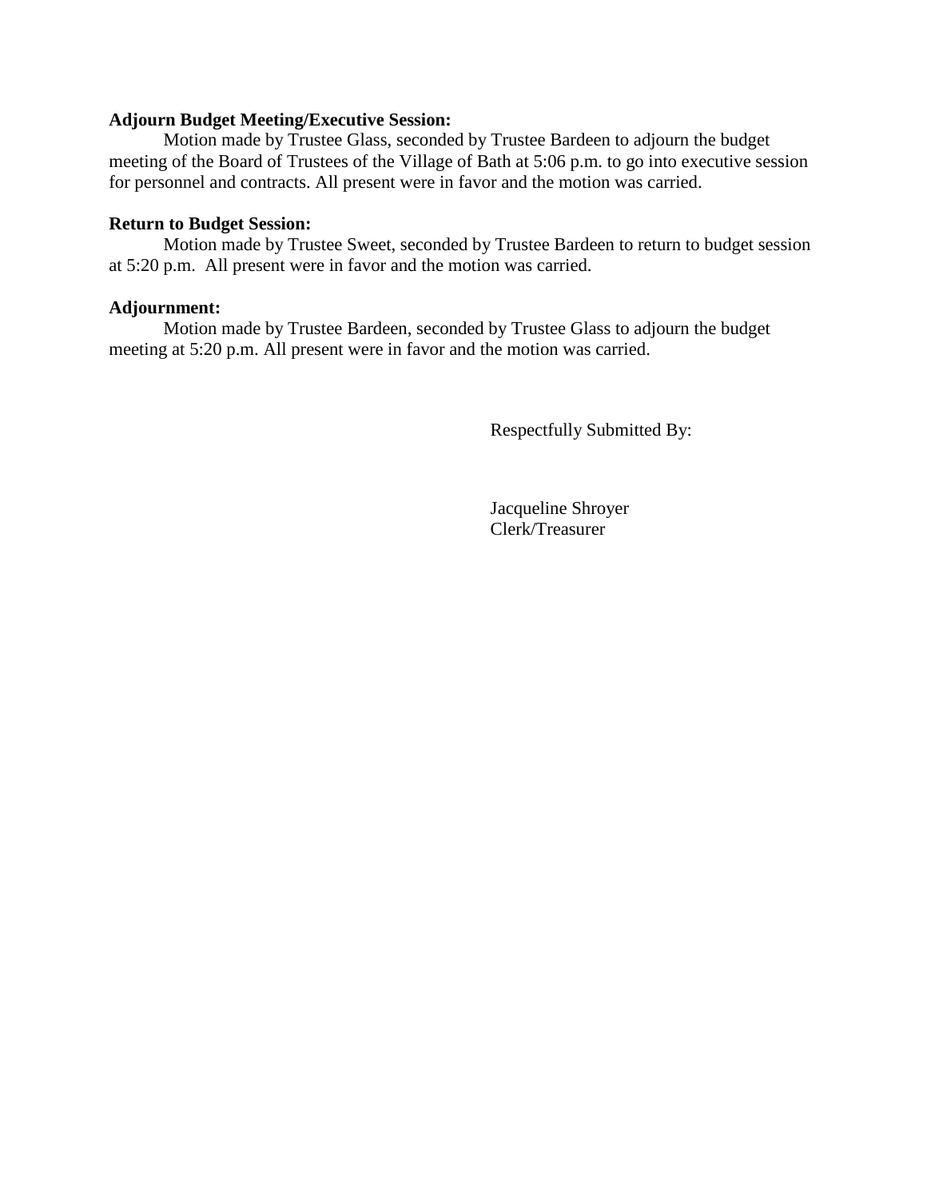**Adjourn Budget Meeting/Executive Session:**

Motion made by Trustee Glass, seconded by Trustee Bardeen to adjourn the budget meeting of the Board of Trustees of the Village of Bath at 5:06 p.m. to go into executive session for personnel and contracts. All present were in favor and the motion was carried.

**Return to Budget Session:**

Motion made by Trustee Sweet, seconded by Trustee Bardeen to return to budget session at 5:20 p.m. All present were in favor and the motion was carried.

**Adjournment:**

Motion made by Trustee Bardeen, seconded by Trustee Glass to adjourn the budget meeting at 5:20 p.m. All present were in favor and the motion was carried.

Respectfully Submitted By:

Jacqueline Shroyer
Clerk/Treasurer